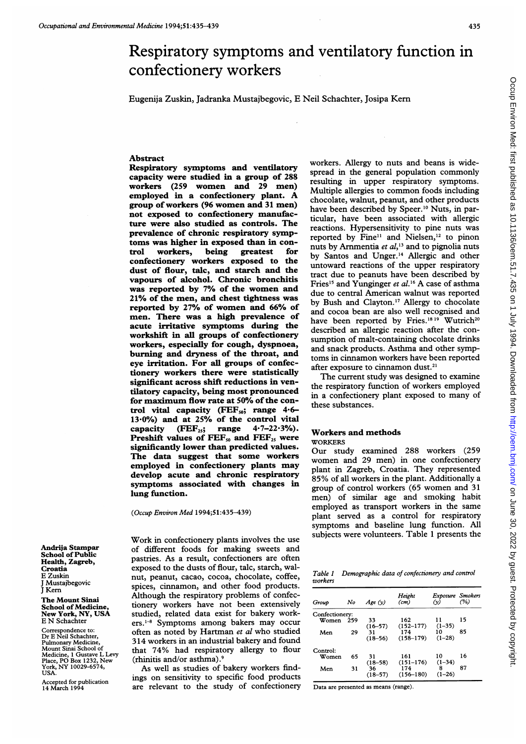# Respiratory symptoms and ventilatory function in confectionery workers

Eugenija Zuskin, Jadranka Mustajbegovic, E Neil Schachter, Josipa Kern

## Abstract

**Respiratory symptoms and ventilatory capacity were studied in a group of 288 workers (259 women and 29 men) employed in a confectionery plant. A group of workers (96 women and 31 men) not exposed to confectionery manufacture were also studied as controls. The prevalence of chronic respiratory symptoms was higher in exposed than in control workers, being greatest for confectionery workers exposed to the dust of flour, talc, and starch and the vapours of alcohol. Chronic bronchitis was reported by 7% of the women and 21% of the men, and chest tightness was reported by 27% of women and 66% of men. There was a high prevalence of acute irritative symptoms during the workshift in all groups of confectionery workers, especially for cough, dyspnoea, burning and dryness of the throat, and eye irritation. For all groups of confectionery workers there were statistically significant across shift reductions in ventilatory capacity, being most pronounced for maximum flow rate at 50% of the control vital capacity ($FEF_{50}$; range 4·6–13·0%) and at 25% of the control vital capacity ($FEF_{25}$; range 4·7–22·3%). Preshift values of $FEF_{50}$ and $FEF_{25}$ were significantly lower than predicted values. The data suggest that some workers employed in confectionery plants may develop acute and chronic respiratory symptoms associated with changes in lung function.**

(*Occup Environ Med* 1994;51:435–439)

Andrija Stampar School of Public Health, Zagreb, Croatia
E Zuskin
J Mustajbegovic
J Kern

The Mount Sinai School of Medicine, New York, NY, USA
E N Schachter

Correspondence to: Dr E Neil Schachter, Pulmonary Medicine, Mount Sinai School of Medicine, 1 Gustave L Levy Place, PO Box 1232, New York, NY 10029-6574, USA.

Accepted for publication 14 March 1994

Work in confectionery plants involves the use of different foods for making sweets and pastries. As a result, confectioners are often exposed to the dusts of flour, talc, starch, walnut, peanut, cacao, cocoa, chocolate, coffee, spices, cinnamon, and other food products. Although the respiratory problems of confectionery workers have not been extensively studied, related data exist for bakery workers.[1-8] Symptoms among bakers may occur often as noted by Hartman *et al* who studied 314 workers in an industrial bakery and found that 74% had respiratory allergy to flour (rhinitis and/or asthma).[9]

As well as studies of bakery workers findings on sensitivity to specific food products are relevant to the study of confectionery workers. Allergy to nuts and beans is widespread in the general population commonly resulting in upper respiratory symptoms. Multiple allergies to common foods including chocolate, walnut, peanut, and other products have been described by Speer.[10] Nuts, in particular, have been associated with allergic reactions. Hypersensitivity to pine nuts was reported by Fine[11] and Nielsen,[12] to pinon nuts by Armentia *et al*,[13] and to pignolia nuts by Santos and Unger.[14] Allergic and other untoward reactions of the upper respiratory tract due to peanuts have been described by Fries[15] and Yunginger *et al*.[16] A case of asthma due to central American walnut was reported by Bush and Clayton.[17] Allergy to chocolate and cocoa bean are also well recognised and have been reported by Fries.[18 19] Wutrich[20] described an allergic reaction after the consumption of malt-containing chocolate drinks and snack products. Asthma and other symptoms in cinnamon workers have been reported after exposure to cinnamon dust.[21]

The current study was designed to examine the respiratory function of workers employed in a confectionery plant exposed to many of these substances.

## Workers and methods

### WORKERS

Our study examined 288 workers (259 women and 29 men) in one confectionery plant in Zagreb, Croatia. They represented 85% of all workers in the plant. Additionally a group of control workers (65 women and 31 men) of similar age and smoking habit employed as transport workers in the same plant served as a control for respiratory symptoms and baseline lung function. All subjects were volunteers. Table 1 presents the

*Table 1 Demographic data of confectionery and control workers*

| Group | No | Age (y) | Height (cm) | Exposure (y) | Smokers (%) |
|---|---|---|---|---|---|
| Confectionery: | | | | | |
| Women | 259 | 33 (16–57) | 162 (152–177) | 11 (1–35) | 15 |
| Men | 29 | 31 (18–56) | 174 (158–179) | 10 (1–28) | 85 |
| Control: | | | | | |
| Women | 65 | 31 (18–58) | 161 (151–176) | 10 (1–34) | 16 |
| Men | 31 | 36 (18–57) | 174 (156–180) | 8 (1–26) | 87 |

Data are presented as means (range).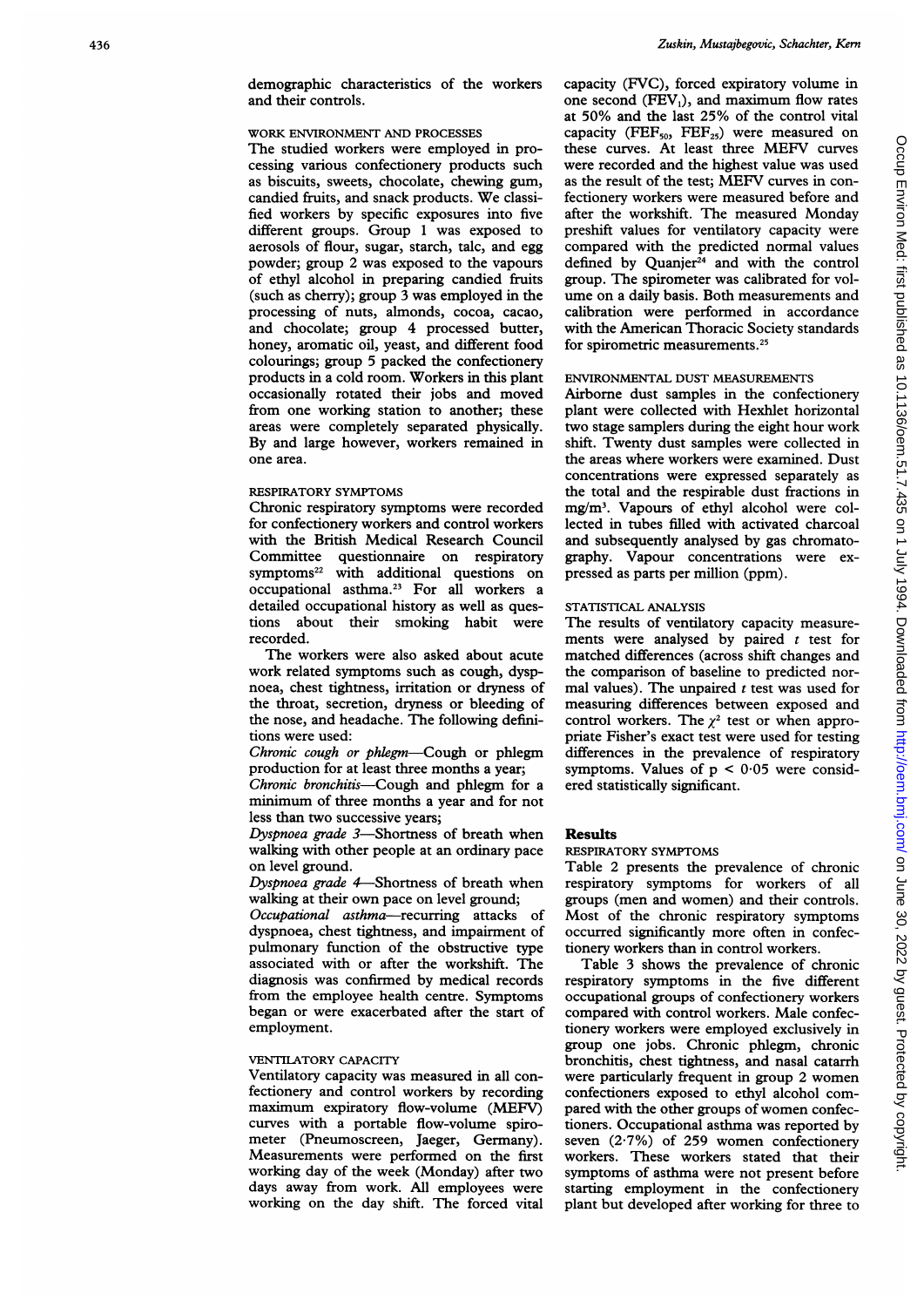demographic characteristics of the workers and their controls.

### WORK ENVIRONMENT AND PROCESSES

The studied workers were employed in processing various confectionery products such as biscuits, sweets, chocolate, chewing gum, candied fruits, and snack products. We classified workers by specific exposures into five different groups. Group 1 was exposed to aerosols of flour, sugar, starch, talc, and egg powder; group 2 was exposed to the vapours of ethyl alcohol in preparing candied fruits (such as cherry); group 3 was employed in the processing of nuts, almonds, cocoa, cacao, and chocolate; group 4 processed butter, honey, aromatic oil, yeast, and different food colourings; group 5 packed the confectionery products in a cold room. Workers in this plant occasionally rotated their jobs and moved from one working station to another; these areas were completely separated physically. By and large however, workers remained in one area.

### RESPIRATORY SYMPTOMS

Chronic respiratory symptoms were recorded for confectionery workers and control workers with the British Medical Research Council Committee questionnaire on respiratory symptoms[22] with additional questions on occupational asthma.[23] For all workers a detailed occupational history as well as questions about their smoking habit were recorded.

The workers were also asked about acute work related symptoms such as cough, dyspnoea, chest tightness, irritation or dryness of the throat, secretion, dryness or bleeding of the nose, and headache. The following definitions were used:

*Chronic cough or phlegm*—Cough or phlegm production for at least three months a year;

*Chronic bronchitis*—Cough and phlegm for a minimum of three months a year and for not less than two successive years;

*Dyspnoea grade 3*—Shortness of breath when walking with other people at an ordinary pace on level ground.

*Dyspnoea grade 4*—Shortness of breath when walking at their own pace on level ground;

*Occupational asthma*—recurring attacks of dyspnoea, chest tightness, and impairment of pulmonary function of the obstructive type associated with or after the workshift. The diagnosis was confirmed by medical records from the employee health centre. Symptoms began or were exacerbated after the start of employment.

### VENTILATORY CAPACITY

Ventilatory capacity was measured in all confectionery and control workers by recording maximum expiratory flow-volume (MEFV) curves with a portable flow-volume spirometer (Pneumoscreen, Jaeger, Germany). Measurements were performed on the first working day of the week (Monday) after two days away from work. All employees were working on the day shift. The forced vital capacity (FVC), forced expiratory volume in one second ($FEV_1$), and maximum flow rates at 50% and the last 25% of the control vital capacity ($FEF_{50}$, $FEF_{25}$) were measured on these curves. At least three MEFV curves were recorded and the highest value was used as the result of the test; MEFV curves in confectionery workers were measured before and after the workshift. The measured Monday preshift values for ventilatory capacity were compared with the predicted normal values defined by Quanjer[24] and with the control group. The spirometer was calibrated for volume on a daily basis. Both measurements and calibration were performed in accordance with the American Thoracic Society standards for spirometric measurements.[25]

### ENVIRONMENTAL DUST MEASUREMENTS

Airborne dust samples in the confectionery plant were collected with Hexhlet horizontal two stage samplers during the eight hour work shift. Twenty dust samples were collected in the areas where workers were examined. Dust concentrations were expressed separately as the total and the respirable dust fractions in $mg/m^3$. Vapours of ethyl alcohol were collected in tubes filled with activated charcoal and subsequently analysed by gas chromatography. Vapour concentrations were expressed as parts per million (ppm).

### STATISTICAL ANALYSIS

The results of ventilatory capacity measurements were analysed by paired *t* test for matched differences (across shift changes and the comparison of baseline to predicted normal values). The unpaired *t* test was used for measuring differences between exposed and control workers. The $\chi^2$ test or when appropriate Fisher's exact test were used for testing differences in the prevalence of respiratory symptoms. Values of $p < 0.05$ were considered statistically significant.

## Results

### RESPIRATORY SYMPTOMS

Table 2 presents the prevalence of chronic respiratory symptoms for workers of all groups (men and women) and their controls. Most of the chronic respiratory symptoms occurred significantly more often in confectionery workers than in control workers.

Table 3 shows the prevalence of chronic respiratory symptoms in the five different occupational groups of confectionery workers compared with control workers. Male confectionery workers were employed exclusively in group one jobs. Chronic phlegm, chronic bronchitis, chest tightness, and nasal catarrh were particularly frequent in group 2 women confectioners exposed to ethyl alcohol compared with the other groups of women confectioners. Occupational asthma was reported by seven (2·7%) of 259 women confectionery workers. These workers stated that their symptoms of asthma were not present before starting employment in the confectionery plant but developed after working for three to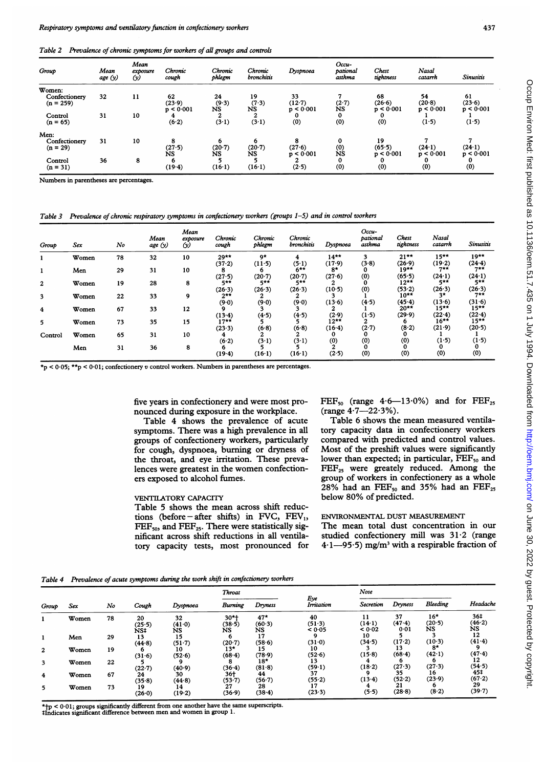Table 2 Prevalence of chronic symptoms for workers of all groups and controls

| Group | Mean age (y) | Mean exposure (y) | Chronic cough | Chronic phlegm | Chronic bronchitis | Dyspnoea | Occupational asthma | Chest tightness | Nasal catarrh | Sinusitis |
|---|---|---|---|---|---|---|---|---|---|---|
| Women: | | | | | | | | | | |
| Confectionery (n = 259) | 32 | 11 | 62 (23·9) $p < 0·001$ | 24 (9·3) NS | 19 (7·3) NS | 33 (12·7) $p < 0·001$ | 7 (2·7) NS | 68 (26·6) $p < 0·001$ | 54 (20·8) $p < 0·001$ | 61 (23·6) $p < 0·001$ |
| Control (n = 65) | 31 | 10 | 4 (6·2) | 2 (3·1) | 2 (3·1) | 0 (0) | 0 (0) | 0 (0) | 1 (1·5) | 1 (1·5) |
| Men: | | | | | | | | | | |
| Confectionery (n = 29) | 31 | 10 | 8 (27·5) NS | 6 (20·7) NS | 6 (20·7) NS | 8 (27·6) $p < 0·001$ | 0 (0) NS | 19 (65·5) $p < 0·001$ | 7 (24·1) $p < 0·001$ | 7 (24·1) $p < 0·001$ |
| Control (n = 31) | 36 | 8 | 6 (19·4) | 5 (16·1) | 5 (16·1) | 2 (2·5) | 0 (0) | 0 (0) | 0 (0) | 0 (0) |

Numbers in parentheses are percentages.

Table 3 Prevalence of chronic respiratory symptoms in confectionery workers (groups 1–5) and in control workers

| Group | Sex | No | Mean age (y) | Mean exposure (y) | Chronic cough | Chronic phlegm | Chronic bronchitis | Dyspnoea | Occupational asthma | Chest tightness | Nasal catarrh | Sinusitis |
|---|---|---|---|---|---|---|---|---|---|---|---|---|
| 1 | Women | 78 | 32 | 10 | 29** (37·2) | 9* (11·5) | 4 (5·1) | 14** (17·9) | 3 (3·8) | 21** (26·9) | 15** (19·2) | 19** (24·4) |
| 1 | Men | 29 | 31 | 10 | 8 (27·5) | 6 (20·7) | 6** (20·7) | 8* (27·6) | 0 (0) | 19** (65·5) | 7** (24·1) | 7** (24·1) |
| 2 | Women | 19 | 28 | 8 | 5** (26·3) | 5** (26·3) | 5** (26·3) | 2 (10·5) | 0 (0) | 12** (53·2) | 5** (26·3) | 5** (26·3) |
| 3 | Women | 22 | 33 | 9 | 2** (9·0) | 2 (9·0) | 2 (9·0) | 3 (13·6) | 1 (4·5) | 10** (45·4) | 3* (13·6) | 7** (31·6) |
| 4 | Women | 67 | 33 | 12 | 9 (13·4) | 3 (4·5) | 3 (4·5) | 2 (2·9) | 1 (1·5) | 20** (29·9) | 15** (22·4) | 15** (22·4) |
| 5 | Women | 73 | 35 | 15 | 17** (23·3) | 5 (6·8) | 5 (6·8) | 12** (16·4) | 2 (2·7) | 6 (8·2) | 16** (21·9) | 15** (20·5) |
| Control | Women | 65 | 31 | 10 | 4 (6·2) | 2 (3·1) | 2 (3·1) | 0 (0) | 0 (0) | 0 (0) | 1 (1·5) | 1 (1·5) |
| | Men | 31 | 36 | 8 | 6 (19·4) | 5 (16·1) | 5 (16·1) | 2 (2·5) | 0 (0) | 0 (0) | 0 (0) | 0 (0) |

*$p < 0·05$; **$p < 0·01$; confectionery v control workers. Numbers in parentheses are percentages.

five years in confectionery and were most pronounced during exposure in the workplace.

Table 4 shows the prevalence of acute symptoms. There was a high prevalence in all groups of confectionery workers, particularly for cough, dyspnoea, burning or dryness of the throat, and eye irritation. These prevalences were greatest in the women confectioners exposed to alcohol fumes.

### VENTILATORY CAPACITY

Table 5 shows the mean across shift reductions (before – after shifts) in FVC, $FEV_1$, $FEF_{50}$, and $FEF_{25}$. There were statistically significant across shift reductions in all ventilatory capacity tests, most pronounced for $FEF_{50}$ (range 4·6—13·0%) and for $FEF_{25}$ (range 4·7—22·3%).

Table 6 shows the mean measured ventilatory capacity data in confectionery workers compared with predicted and control values. Most of the preshift values were significantly lower than expected; in particular, $FEF_{50}$ and $FEF_{25}$ were greately reduced. Among the group of workers in confectionery as a whole 28% had an $FEF_{50}$ and 35% had an $FEF_{25}$ below 80% of predicted.

### ENVIRONMENTAL DUST MEASUREMENT

The mean total dust concentration in our studied confectionery mill was 31·2 (range 4·1—95·5) $mg/m^3$ with a respirable fraction of

Table 4 Prevalence of acute symptoms during the work shift in confectionery workers

| Group | Sex | No | Cough | Dyspnoea | Throat | | Eye Irritation | Nose | | | Headache |
|---|---|---|---|---|---|---|---|---|---|---|---|
| | | | | | Burning | Dryness | | Secretion | Dryness | Bleeding | |
| 1 | Women | 78 | 20 (25·5) NS‡ | 32 (41·0) NS | 30*† (38·5) NS | 47* (60·3) NS | 40 (51·3) < 0·05 | 11 (14·1) < 0·02 | 37 (47·4) 0·01 | 16* (20·5) NS | 36‡ (46·2) NS |
| 1 | Men | 29 | 13 (44·8) | 15 (51·7) | 6 (20·7) | 17 (58·6) | 9 (31·0) | 10 (34·5) | 5 (17·2) | 3 (10·3) | 12 (41·4) |
| 2 | Women | 19 | 6 (31·6) | 10 (52·6) | 13* (68·4) | 15 (78·9) | 10 (52·6) | 3 (15·8) | 13 (68·4) | 8* (42·1) | 9 (47·4) |
| 3 | Women | 22 | 5 (22·7) | 9 (40·9) | 8 (36·4) | 18* (81·8) | 13 (59·1) | 4 (18·2) | 6 (27·3) | 6 (27·3) | 12 (54·5) |
| 4 | Women | 67 | 24 (35·8) | 30 (44·8) | 36† (53·7) | 44 (56·7) | 37 (55·2) | 9 (13·4) | 35 (52·2) | 16 (23·9) | 45‡ (67·2) |
| 5 | Women | 73 | 19 (26·0) | 14 (19·2) | 27 (36·9) | 28 (38·4) | 17 (23·3) | 4 (5·5) | 21 (28·8) | 6 (8·2) | 29 (39·7) |

*†$p < 0·01$; groups significantly different from one another have the same superscripts.
‡Indicates significant difference between men and women in group 1.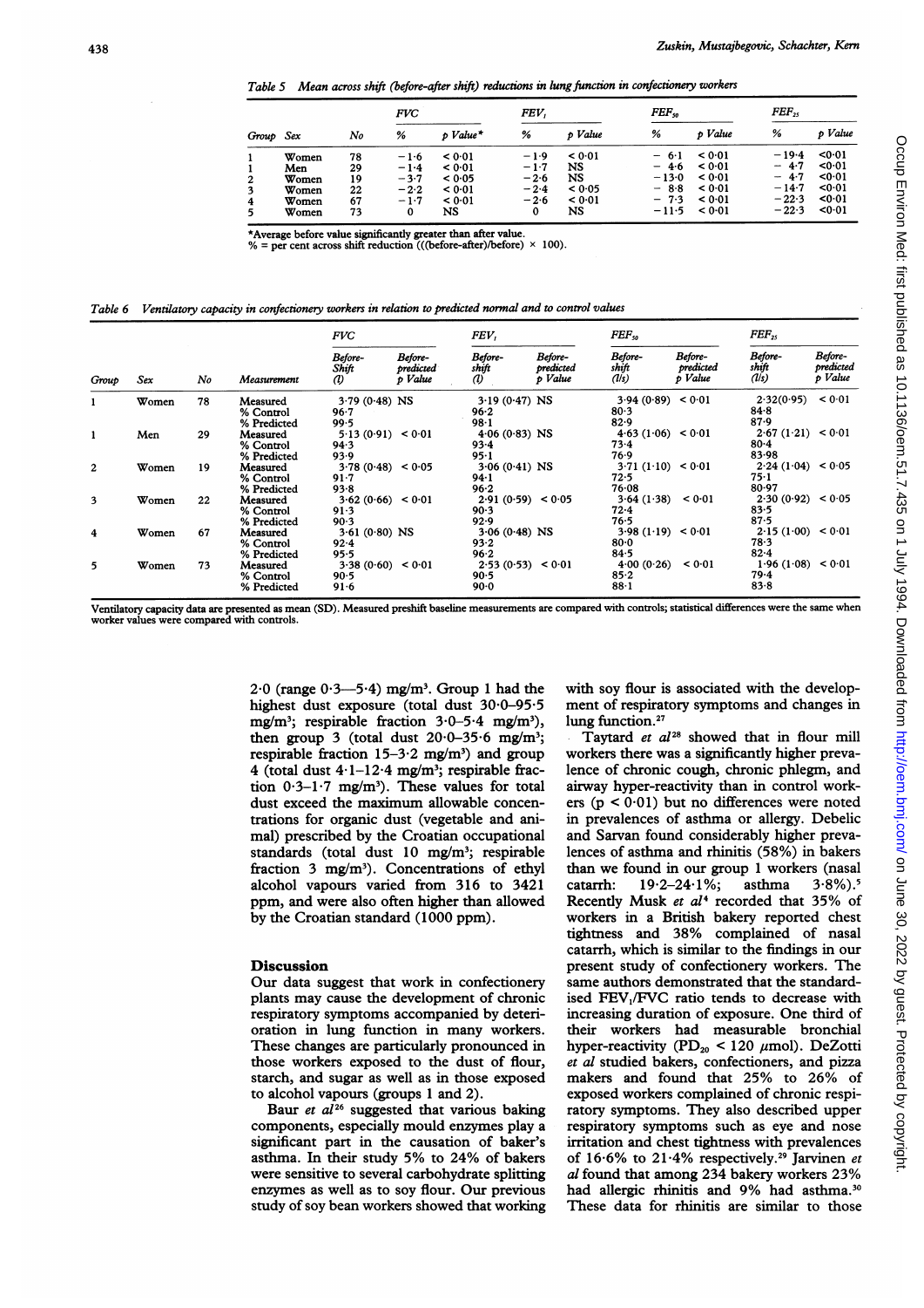Table 5 Mean across shift (before-after shift) reductions in lung function in confectionery workers

| Group | Sex | No | FVC % | FVC p Value* | $FEV_1$ % | $FEV_1$ p Value | $FEF_{50}$ % | $FEF_{50}$ p Value | $FEF_{25}$ % | $FEF_{25}$ p Value |
|---|---|---|---|---|---|---|---|---|---|---|
| 1 | Women | 78 | −1·6 | < 0·01 | −1·9 | < 0·01 | − 6·1 | < 0·01 | −19·4 | <0·01 |
| 1 | Men | 29 | −1·4 | < 0·01 | −1·7 | NS | − 4·6 | < 0·01 | − 4·7 | <0·01 |
| 2 | Women | 19 | −3·7 | < 0·05 | −2·6 | NS | −13·0 | < 0·01 | − 4·7 | <0·01 |
| 3 | Women | 22 | −2·2 | < 0·01 | −2·4 | < 0·05 | − 8·8 | < 0·01 | −14·7 | <0·01 |
| 4 | Women | 67 | −1·7 | < 0·01 | −2·6 | < 0·01 | − 7·3 | < 0·01 | −22·3 | <0·01 |
| 5 | Women | 73 | 0 | NS | 0 | NS | −11·5 | < 0·01 | −22·3 | <0·01 |

*Average before value significantly greater than after value.
% = per cent across shift reduction (((before-after)/before) × 100).

Table 6 Ventilatory capacity in confectionery workers in relation to predicted normal and to control values

| Group | Sex | No | Measurement | FVC Before-Shift (l) | FVC Before-predicted p Value | $FEV_1$ Before-shift (l) | $FEV_1$ Before-predicted p Value | $FEF_{50}$ Before-shift (l/s) | $FEF_{50}$ Before-predicted p Value | $FEF_{25}$ Before-shift (l/s) | $FEF_{25}$ Before-predicted p Value |
|---|---|---|---|---|---|---|---|---|---|---|---|
| 1 | Women | 78 | Measured | 3·79 (0·48) | NS | 3·19 (0·47) | NS | 3·94 (0·89) | < 0·01 | 2·32(0·95) | < 0·01 |
| | | | % Control | 96·7 | | 96·2 | | 80·3 | | 84·8 | |
| | | | % Predicted | 99·5 | | 98·1 | | 82·9 | | 87·9 | |
| 1 | Men | 29 | Measured | 5·13 (0·91) | < 0·01 | 4·06 (0·83) | NS | 4·63 (1·06) | < 0·01 | 2·67 (1·21) | < 0·01 |
| | | | % Control | 94·3 | | 93·4 | | 73·4 | | 80·4 | |
| | | | % Predicted | 93·9 | | 95·1 | | 76·9 | | 83·98 | |
| 2 | Women | 19 | Measured | 3·78 (0·48) | < 0·05 | 3·06 (0·41) | NS | 3·71 (1·10) | < 0·01 | 2·24 (1·04) | < 0·05 |
| | | | % Control | 91·7 | | 94·1 | | 72·5 | | 75·1 | |
| | | | % Predicted | 93·8 | | 96·2 | | 76·08 | | 80·97 | |
| 3 | Women | 22 | Measured | 3·62 (0·66) | < 0·01 | 2·91 (0·59) | < 0·05 | 3·64 (1·38) | < 0·01 | 2·30 (0·92) | < 0·05 |
| | | | % Control | 91·3 | | 90·3 | | 72·4 | | 83·5 | |
| | | | % Predicted | 90·3 | | 92·9 | | 76·5 | | 87·5 | |
| 4 | Women | 67 | Measured | 3·61 (0·80) | NS | 3·06 (0·48) | NS | 3·98 (1·19) | < 0·01 | 2·15 (1·00) | < 0·01 |
| | | | % Control | 92·4 | | 93·2 | | 80·0 | | 78·3 | |
| | | | % Predicted | 95·5 | | 96·2 | | 84·5 | | 82·4 | |
| 5 | Women | 73 | Measured | 3·38 (0·60) | < 0·01 | 2·53 (0·53) | < 0·01 | 4·00 (0·26) | < 0·01 | 1·96 (1·08) | < 0·01 |
| | | | % Control | 90·5 | | 90·5 | | 85·2 | | 79·4 | |
| | | | % Predicted | 91·6 | | 90·0 | | 88·1 | | 83·8 | |

Ventilatory capacity data are presented as mean (SD). Measured preshift baseline measurements are compared with controls; statistical differences were the same when worker values were compared with controls.

2·0 (range 0·3—5·4) mg/m³. Group 1 had the highest dust exposure (total dust 30·0–95·5 mg/m³; respirable fraction 3·0–5·4 mg/m³), then group 3 (total dust 20·0–35·6 mg/m³; respirable fraction 15–3·2 mg/m³) and group 4 (total dust 4·1–12·4 mg/m³; respirable fraction 0·3–1·7 mg/m³). These values for total dust exceed the maximum allowable concentrations for organic dust (vegetable and animal) prescribed by the Croatian occupational standards (total dust 10 mg/m³; respirable fraction 3 mg/m³). Concentrations of ethyl alcohol vapours varied from 316 to 3421 ppm, and were also often higher than allowed by the Croatian standard (1000 ppm).

## Discussion

Our data suggest that work in confectionery plants may cause the development of chronic respiratory symptoms accompanied by deterioration in lung function in many workers. These changes are particularly pronounced in those workers exposed to the dust of flour, starch, and sugar as well as in those exposed to alcohol vapours (groups 1 and 2).

Baur *et al*[26] suggested that various baking components, especially mould enzymes play a significant part in the causation of baker's asthma. In their study 5% to 24% of bakers were sensitive to several carbohydrate splitting enzymes as well as to soy flour. Our previous study of soy bean workers showed that working with soy flour is associated with the development of respiratory symptoms and changes in lung function.[27]

Taytard *et al*[28] showed that in flour mill workers there was a significantly higher prevalence of chronic cough, chronic phlegm, and airway hyper-reactivity than in control workers ($p < 0·01$) but no differences were noted in prevalences of asthma or allergy. Debelic and Sarvan found considerably higher prevalences of asthma and rhinitis (58%) in bakers than we found in our group 1 workers (nasal catarrh: 19·2–24·1%; asthma 3·8%).[5] Recently Musk *et al*[4] recorded that 35% of workers in a British bakery reported chest tightness and 38% complained of nasal catarrh, which is similar to the findings in our present study of confectionery workers. The same authors demonstrated that the standardised $FEV_1$/FVC ratio tends to decrease with increasing duration of exposure. One third of their workers had measurable bronchial hyper-reactivity ($PD_{20}$ < 120 μmol). DeZotti *et al* studied bakers, confectioners, and pizza makers and found that 25% to 26% of exposed workers complained of chronic respiratory symptoms. They also described upper respiratory symptoms such as eye and nose irritation and chest tightness with prevalences of 16·6% to 21·4% respectively.[29] Jarvinen *et al* found that among 234 bakery workers 23% had allergic rhinitis and 9% had asthma.[30] These data for rhinitis are similar to those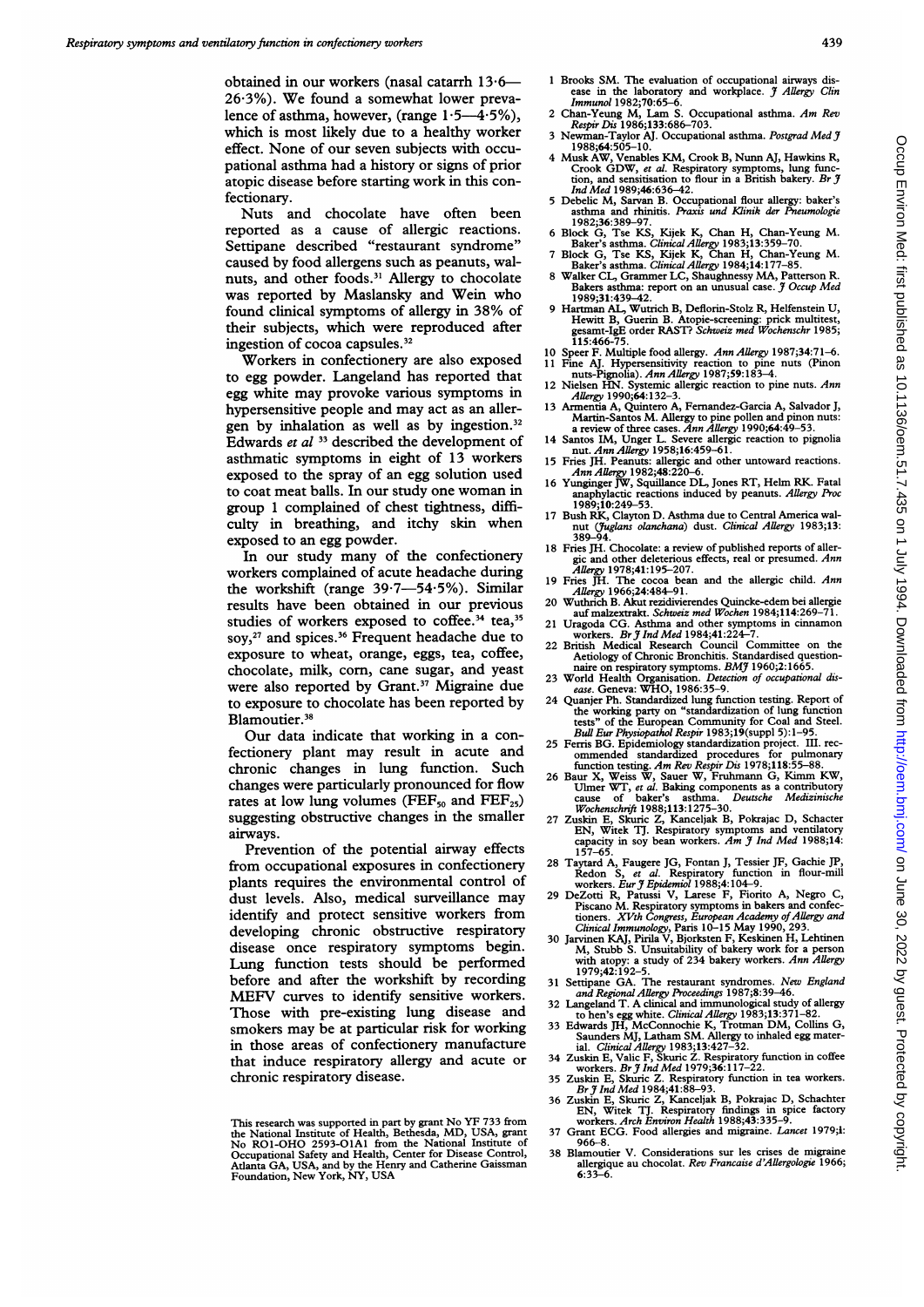obtained in our workers (nasal catarrh 13·6—26·3%). We found a somewhat lower prevalence of asthma, however, (range 1·5—4·5%), which is most likely due to a healthy worker effect. None of our seven subjects with occupational asthma had a history or signs of prior atopic disease before starting work in this confectionary.

Nuts and chocolate have often been reported as a cause of allergic reactions. Settipane described "restaurant syndrome" caused by food allergens such as peanuts, walnuts, and other foods.[31] Allergy to chocolate was reported by Maslansky and Wein who found clinical symptoms of allergy in 38% of their subjects, which were reproduced after ingestion of cocoa capsules.[32]

Workers in confectionery are also exposed to egg powder. Langeland has reported that egg white may provoke various symptoms in hypersensitive people and may act as an allergen by inhalation as well as by ingestion.[32] Edwards *et al*[33] described the development of asthmatic symptoms in eight of 13 workers exposed to the spray of an egg solution used to coat meat balls. In our study one woman in group 1 complained of chest tightness, difficulty in breathing, and itchy skin when exposed to an egg powder.

In our study many of the confectionery workers complained of acute headache during the workshift (range 39·7—54·5%). Similar results have been obtained in our previous studies of workers exposed to coffee.[34] tea,[35] soy,[27] and spices.[36] Frequent headache due to exposure to wheat, orange, eggs, tea, coffee, chocolate, milk, corn, cane sugar, and yeast were also reported by Grant.[37] Migraine due to exposure to chocolate has been reported by Blamoutier.[38]

Our data indicate that working in a confectionery plant may result in acute and chronic changes in lung function. Such changes were particularly pronounced for flow rates at low lung volumes ($FEF_{50}$ and $FEF_{25}$) suggesting obstructive changes in the smaller airways.

Prevention of the potential airway effects from occupational exposures in confectionery plants requires the environmental control of dust levels. Also, medical surveillance may identify and protect sensitive workers from developing chronic obstructive respiratory disease once respiratory symptoms begin. Lung function tests should be performed before and after the workshift by recording MEFV curves to identify sensitive workers. Those with pre-existing lung disease and smokers may be at particular risk for working in those areas of confectionery manufacture that induce respiratory allergy and acute or chronic respiratory disease.

This research was supported in part by grant No YF 733 from the National Institute of Health, Bethesda, MD, USA, grant No RO1-OHO 2593-O1A1 from the National Institute of Occupational Safety and Health, Center for Disease Control, Atlanta GA, USA, and by the Henry and Catherine Gaissman Foundation, New York, NY, USA

1. Brooks SM. The evaluation of occupational airways disease in the laboratory and workplace. *J Allergy Clin Immunol* 1982;70:65–6.
2. Chan-Yeung M, Lam S. Occupational asthma. *Am Rev Respir Dis* 1986;133:686–703.
3. Newman-Taylor AJ. Occupational asthma. *Postgrad Med J* 1988;64:505–10.
4. Musk AW, Venables KM, Crook B, Nunn AJ, Hawkins R, Crook GDW, *et al*. Respiratory symptoms, lung function, and sensitisation to flour in a British bakery. *Br J Ind Med* 1989;46:636–42.
5. Debelic M, Sarvan B. Occupational flour allergy: baker's asthma and rhinitis. *Praxis und Klinik der Pneumologie* 1982;36:389–97.
6. Block G, Tse KS, Kijek K, Chan H, Chan-Yeung M. Baker's asthma. *Clinical Allergy* 1983;13:359–70.
7. Block G, Tse KS, Kijek K, Chan H, Chan-Yeung M. Baker's asthma. *Clinical Allergy* 1984;14:177–85.
8. Walker CL, Grammer LC, Shaughnessy MA, Patterson R. Bakers asthma: report on an unusual case. *J Occup Med* 1989;31:439–42.
9. Hartman AL, Wutrich B, Deflorin-Stolz R, Helfenstein U, Hewitt B, Guerin B. Atopie-screening: prick multitest, gesamt-IgE order RAST? *Schweiz med Wochenschr* 1985; 115:466–75.
10. Speer F. Multiple food allergy. *Ann Allergy* 1987;34:71–6.
11. Fine AJ. Hypersensitivity reaction to pine nuts (Pinon nuts-Pignolia). *Ann Allergy* 1987;59:183–4.
12. Nielsen HN. Systemic allergic reaction to pine nuts. *Ann Allergy* 1990;64:132–3.
13. Armentia A, Quintero A, Fernandez-Garcia A, Salvador J, Martin-Santos M. Allergy to pine pollen and pinon nuts: a review of three cases. *Ann Allergy* 1990;64:49–53.
14. Santos IM, Unger L. Severe allergic reaction to pignolia nut. *Ann Allergy* 1958;16:459–61.
15. Fries JH. Peanuts: allergic and other untoward reactions. *Ann Allergy* 1982;48:220–6.
16. Yunginger JW, Squillance DL, Jones RT, Helm RK. Fatal anaphylactic reactions induced by peanuts. *Allergy Proc* 1989;10:249–53.
17. Bush RK, Clayton D. Asthma due to Central America walnut (*Juglans olanchana*) dust. *Clinical Allergy* 1983;13: 389–94.
18. Fries JH. Chocolate: a review of published reports of allergic and other deleterious effects, real or presumed. *Ann Allergy* 1978;41:195–207.
19. Fries JH. The cocoa bean and the allergic child. *Ann Allergy* 1966;24:484–91.
20. Wuthrich B. Akut rezidivierendes Quincke-edem bei allergie auf malzextrakt. *Schweiz med Wochen* 1984;114:269–71.
21. Uragoda CG. Asthma and other symptoms in cinnamon workers. *Br J Ind Med* 1984;41:224–7.
22. British Medical Research Council Committee on the Aetiology of Chronic Bronchitis. Standardised questionnaire on respiratory symptoms. *BMJ* 1960;2:1665.
23. World Health Organisation. *Detection of occupational disease*. Geneva: WHO, 1986:35–9.
24. Quanjer Ph. Standardized lung function testing. Report of the working party on "standardization of lung function tests" of the European Community for Coal and Steel. *Bull Eur Physiopathol Respir* 1983;19(suppl 5):1–95.
25. Ferris BG. Epidemiology standardization project. III. recommended standardized procedures for pulmonary function testing. *Am Rev Respir Dis* 1978;118:55–88.
26. Baur X, Weiss W, Sauer W, Fruhmann G, Kimm KW, Ulmer WT, *et al*. Baking components as a contributory cause of baker's asthma. *Deutsche Medizinische Wochenschrift* 1988;113:1275–30.
27. Zuskin E, Skuric Z, Kanceljak B, Pokrajac D, Schacter EN, Witek TJ. Respiratory symptoms and ventilatory capacity in soy bean workers. *Am J Ind Med* 1988;14: 157–65.
28. Taytard A, Faugere JG, Fontan J, Tessier JF, Gachie JP, Redon S, *et al*. Respiratory function in flour-mill workers. *Eur J Epidemiol* 1988;4:104–9.
29. DeZotti R, Patussi V, Larese F, Fiorito A, Negro C, Piscano M. Respiratory symptoms in bakers and confectioners. *XVth Congress, European Academy of Allergy and Clinical Immunology*, Paris 10–15 May 1990, 293.
30. Jarvinen KAJ, Pirila V, Bjorksten F, Keskinen H, Lehtinen M, Stubb S. Unsuitability of bakery work for a person with atopy: a study of 234 bakery workers. *Ann Allergy* 1979;42:192–5.
31. Settipane GA. The restaurant syndromes. *New England and Regional Allergy Proceedings* 1987;8:39–46.
32. Langeland T. A clinical and immunological study of allergy to hen's egg white. *Clinical Allergy* 1983;13:371–82.
33. Edwards JH, McConnochie K, Trotman DM, Collins G, Saunders MJ, Latham SM. Allergy to inhaled egg material. *Clinical Allergy* 1983;13:427–32.
34. Zuskin E, Valic F, Skuric Z. Respiratory function in coffee workers. *Br J Ind Med* 1979;36:117–22.
35. Zuskin E, Skuric Z. Respiratory function in tea workers. *Br J Ind Med* 1984;41:88–93.
36. Zuskin E, Skuric Z, Kanceljak B, Pokrajac D, Schachter EN, Witek TJ. Respiratory findings in spice factory workers. *Arch Environ Health* 1988;43:335–9.
37. Grant ECG. Food allergies and migraine. *Lancet* 1979;i: 966–8.
38. Blamoutier V. Considerations sur les crises de migraine allergique au chocolat. *Rev Francaise d'Allergologie* 1966; 6:33–6.